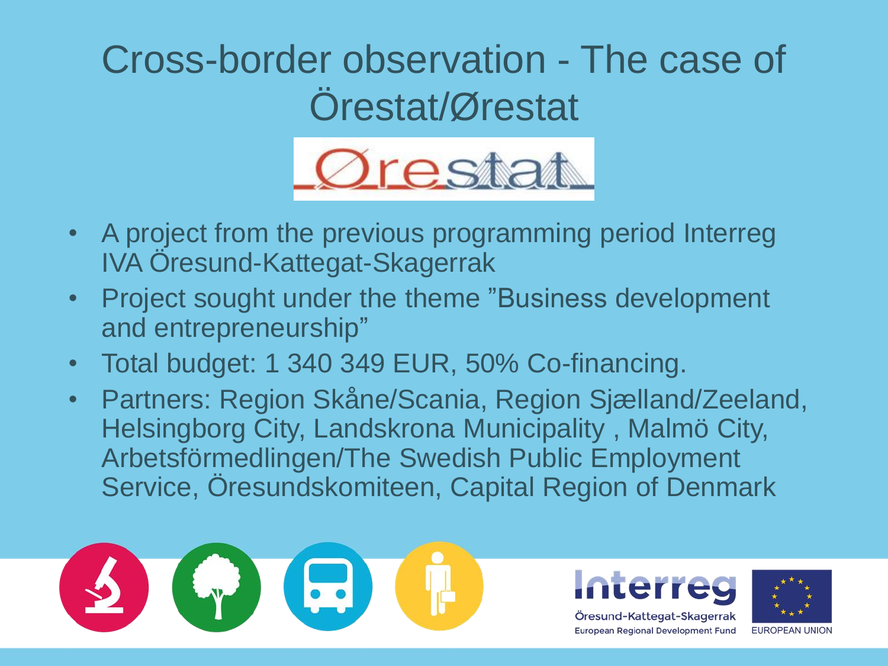# Cross-border observation - The case of Örestat/Ørestat

Ørestat

- A project from the previous programming period Interreg IVA Öresund-Kattegat-Skagerrak
- Project sought under the theme ”Business development and entrepreneurship”
- Total budget: 1 340 349 EUR, 50% Co-financing.
- Partners: Region Skåne/Scania, Region Sjælland/Zeeland, Helsingborg City, Landskrona Municipality , Malmö City, Arbetsförmedlingen/The Swedish Public Employment Service, Öresundskomiteen, Capital Region of Denmark

Interreg
Öresund-Kattegat-Skagerrak
European Regional Development Fund

EUROPEAN UNION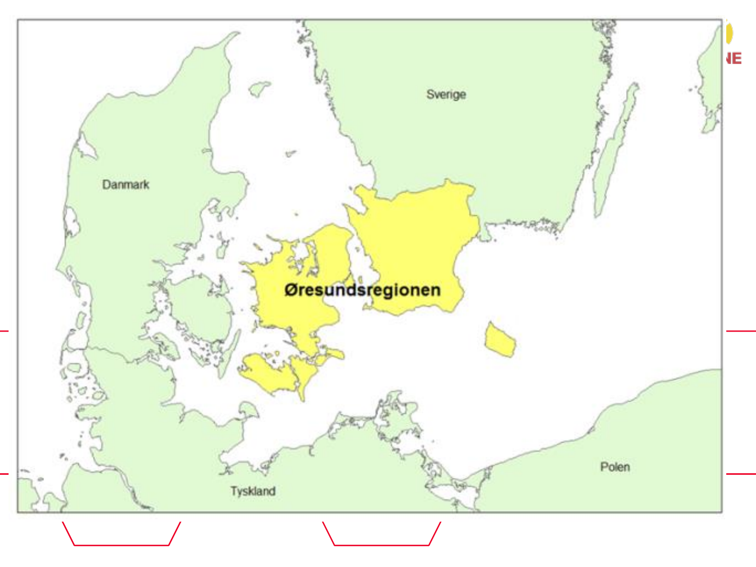Sverige

Danmark

Øresundsregionen

Tyskland

Polen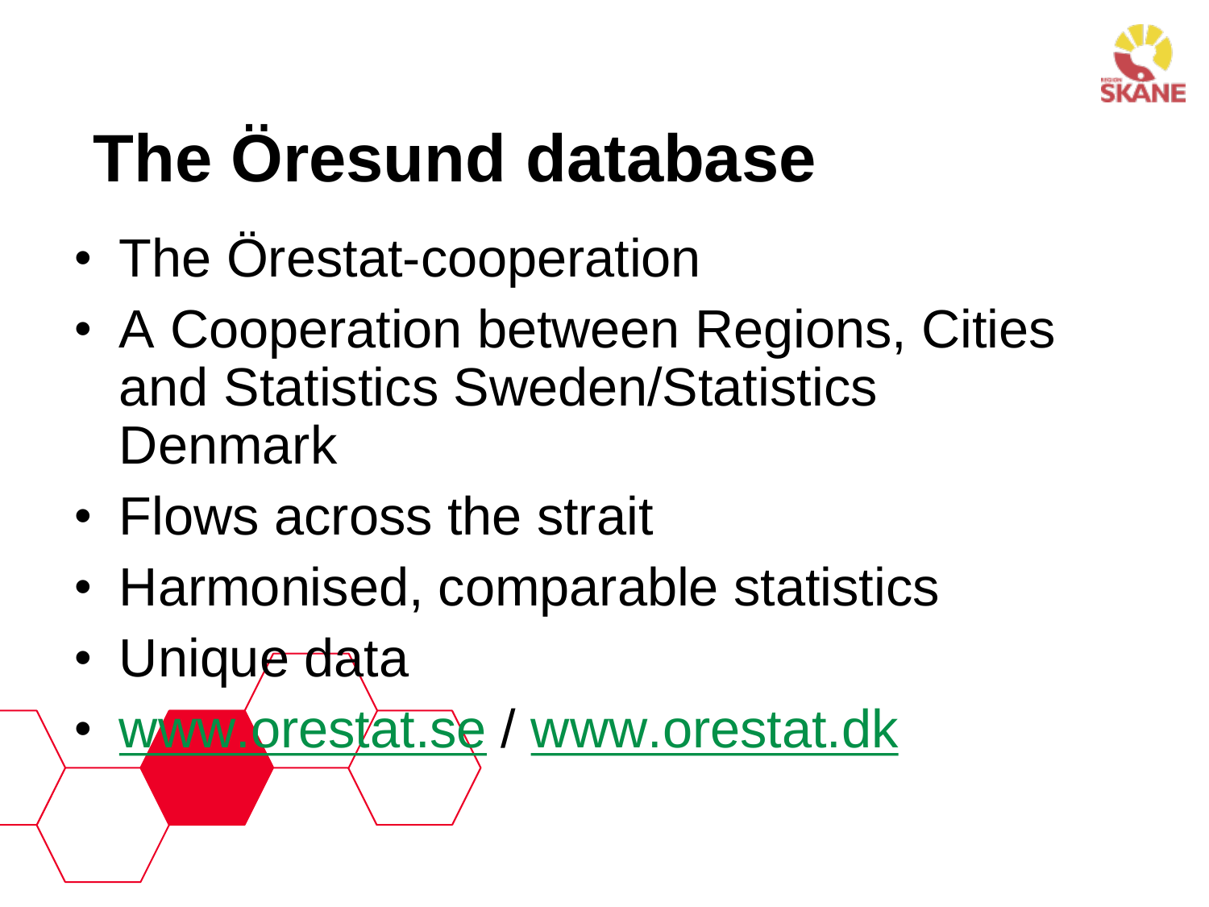# The Öresund database

- The Örestat-cooperation
- A Cooperation between Regions, Cities and Statistics Sweden/Statistics Denmark
- Flows across the strait
- Harmonised, comparable statistics
- Unique data
- www.orestat.se / www.orestat.dk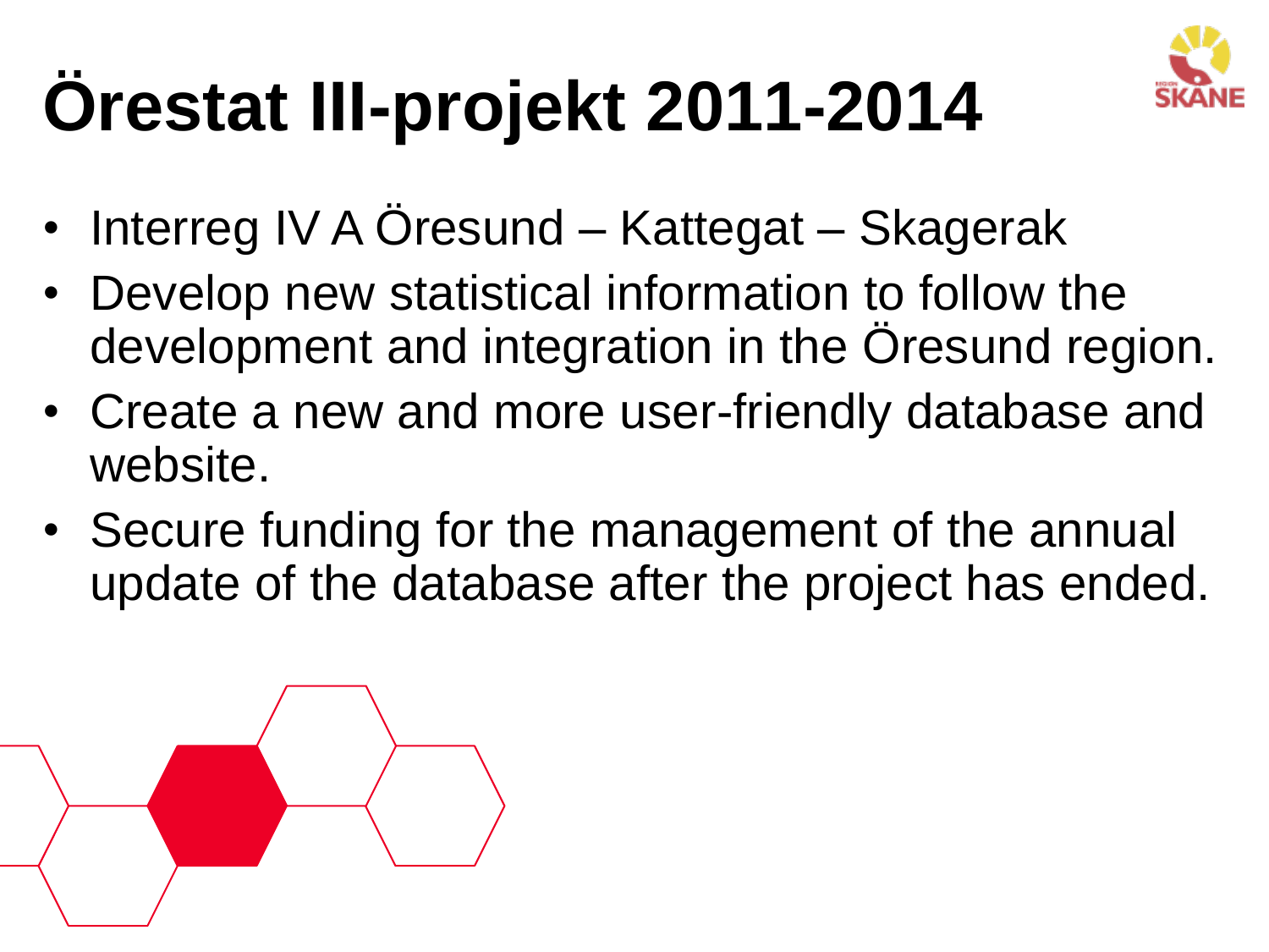# Örestat III-projekt 2011-2014

- Interreg IV A Öresund – Kattegat – Skagerak
- Develop new statistical information to follow the development and integration in the Öresund region.
- Create a new and more user-friendly database and website.
- Secure funding for the management of the annual update of the database after the project has ended.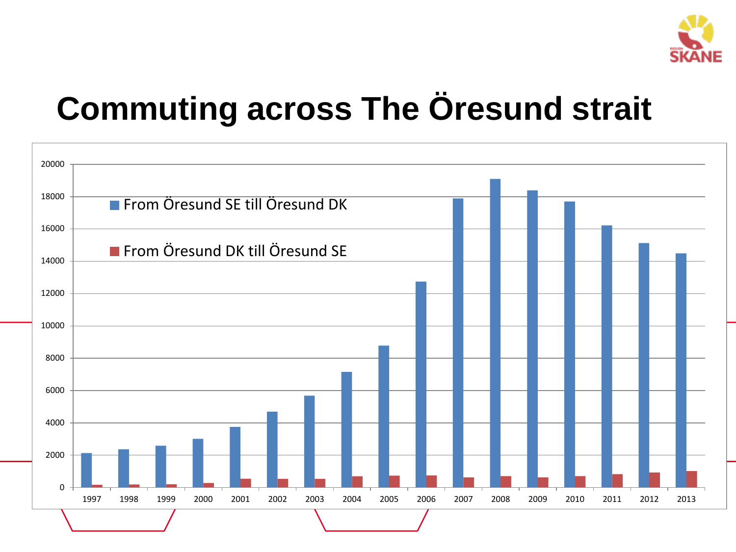# Commuting across The Öresund strait

- From Öresund SE till Öresund DK
- From Öresund DK till Öresund SE

| Year | From Öresund SE till Öresund DK | From Öresund DK till Öresund SE |
|---|---|---|
| 1997 | ~2100 | ~150 |
| 1998 | ~2350 | ~170 |
| 1999 | ~2550 | ~190 |
| 2000 | ~3000 | ~270 |
| 2001 | ~3750 | ~530 |
| 2002 | ~4700 | ~530 |
| 2003 | ~5650 | ~530 |
| 2004 | ~7150 | ~690 |
| 2005 | ~8750 | ~720 |
| 2006 | ~12700 | ~740 |
| 2007 | ~17900 | ~620 |
| 2008 | ~19100 | ~690 |
| 2009 | ~18400 | ~620 |
| 2010 | ~17700 | ~690 |
| 2011 | ~16200 | ~820 |
| 2012 | ~15100 | ~920 |
| 2013 | ~14500 | ~1000 |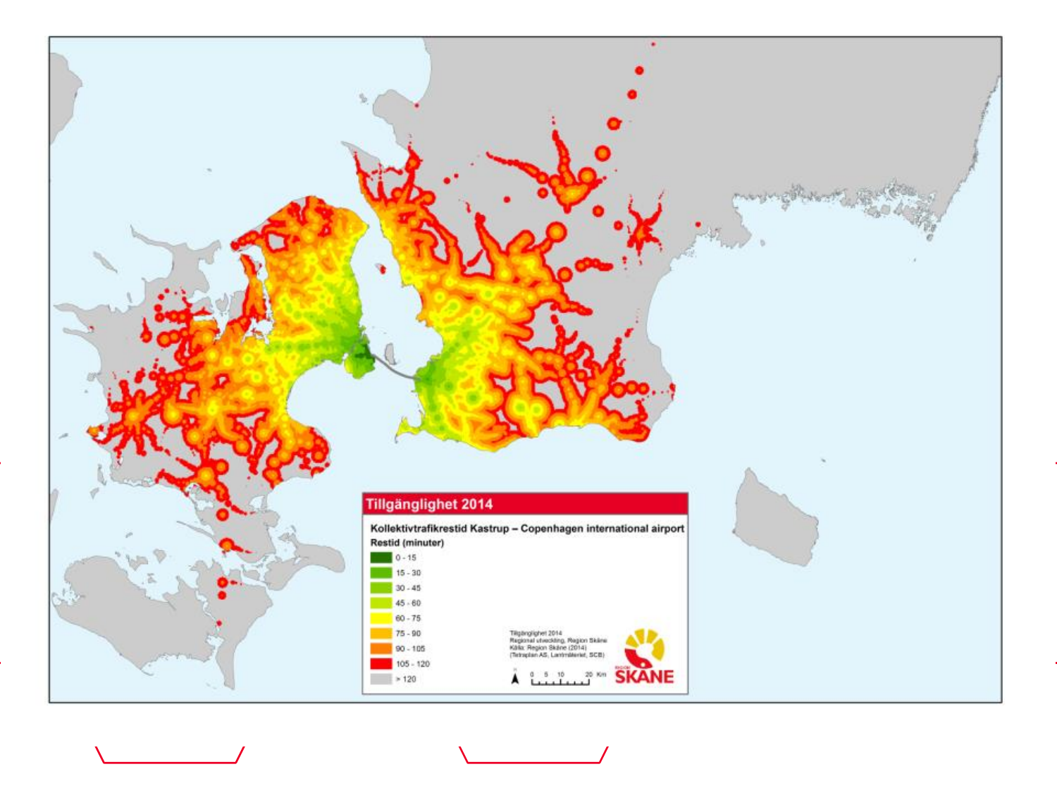## Tillgänglighet 2014

**Kollektivtrafikrestid Kastrup – Copenhagen international airport**

**Restid (minuter)**

- 0 - 15
- 15 - 30
- 30 - 45
- 45 - 60
- 60 - 75
- 75 - 90
- 90 - 105
- 105 - 120
- > 120

Tillgänglighet 2014
Regional utveckling, Region Skåne
Källa: Region Skåne (2014)
(Tetraplan AS, Lantmäteriet, SCB)

0 5 10 20 Km

REGION SKÅNE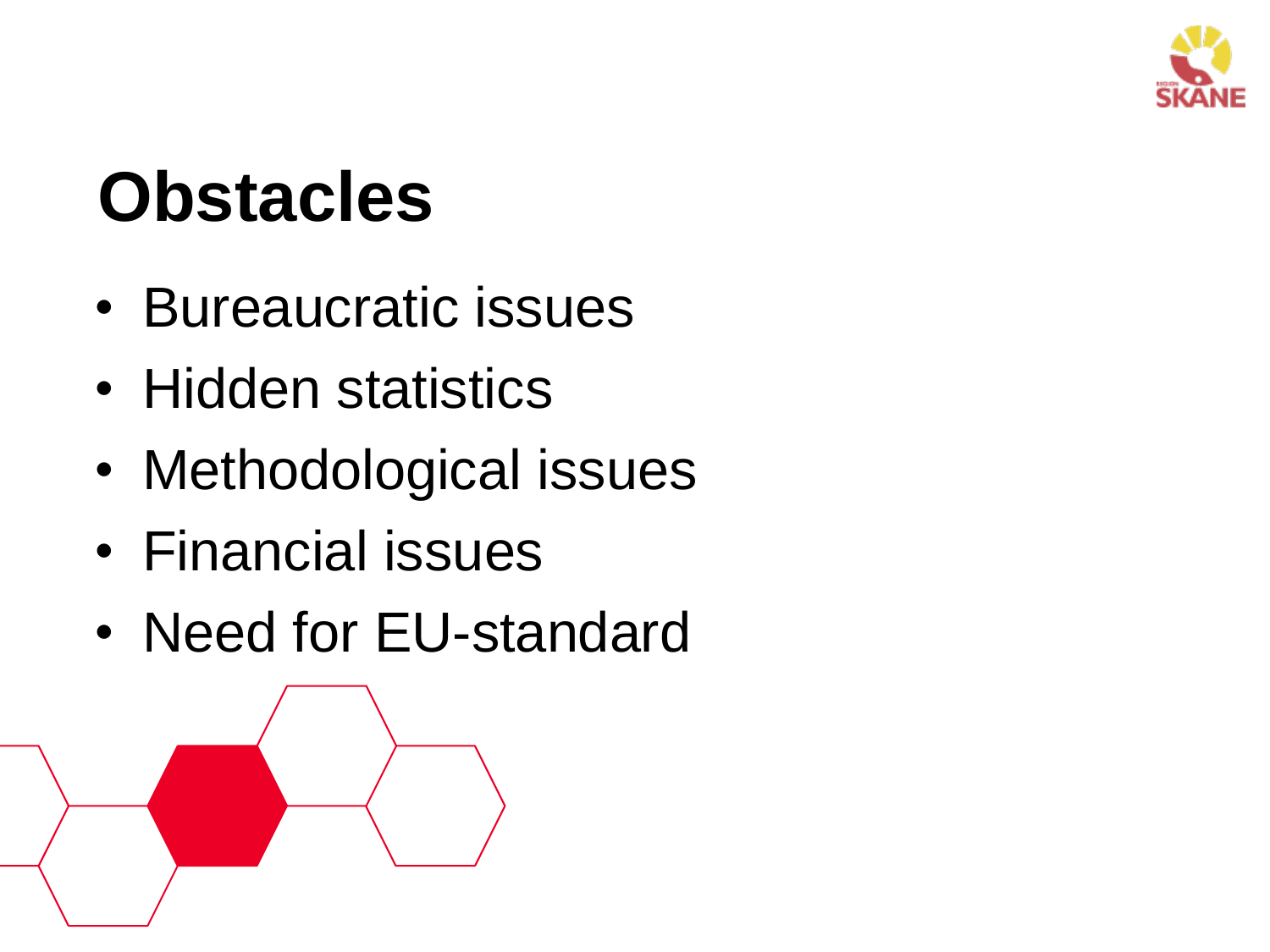# Obstacles

- Bureaucratic issues
- Hidden statistics
- Methodological issues
- Financial issues
- Need for EU-standard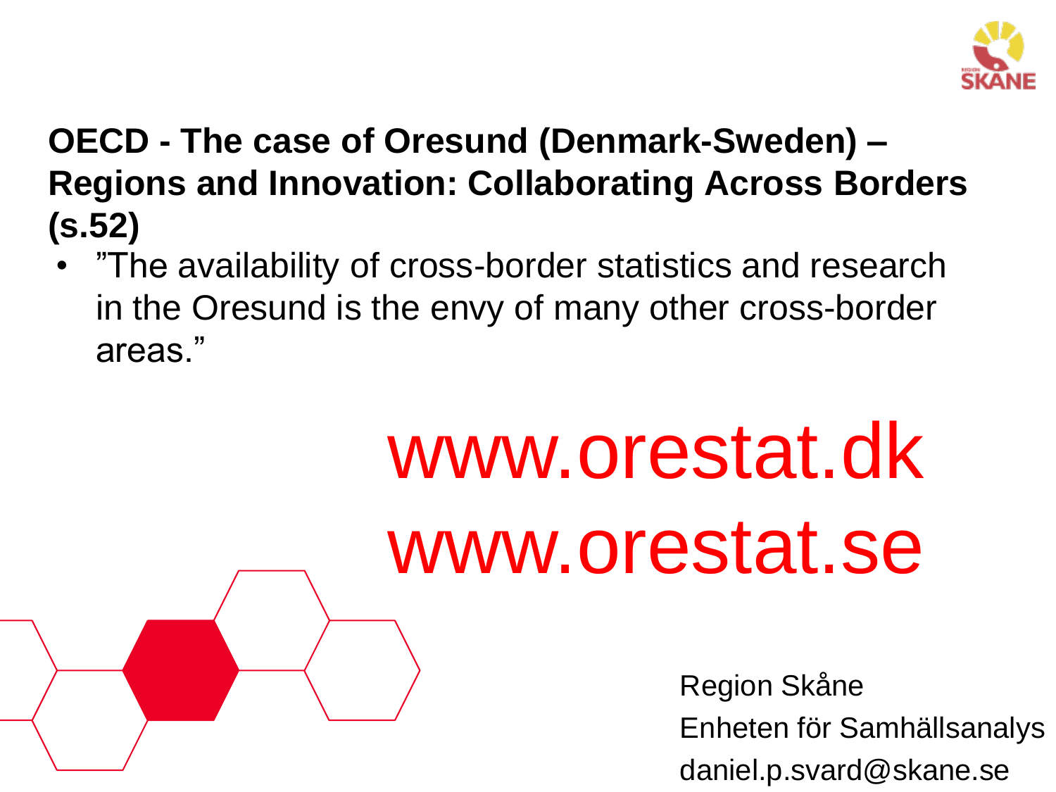**OECD - The case of Oresund (Denmark-Sweden) – Regions and Innovation: Collaborating Across Borders (s.52)**

- ”The availability of cross-border statistics and research in the Oresund is the envy of many other cross-border areas.”

www.orestat.dk
www.orestat.se

Region Skåne
Enheten för Samhällsanalys
daniel.p.svard@skane.se